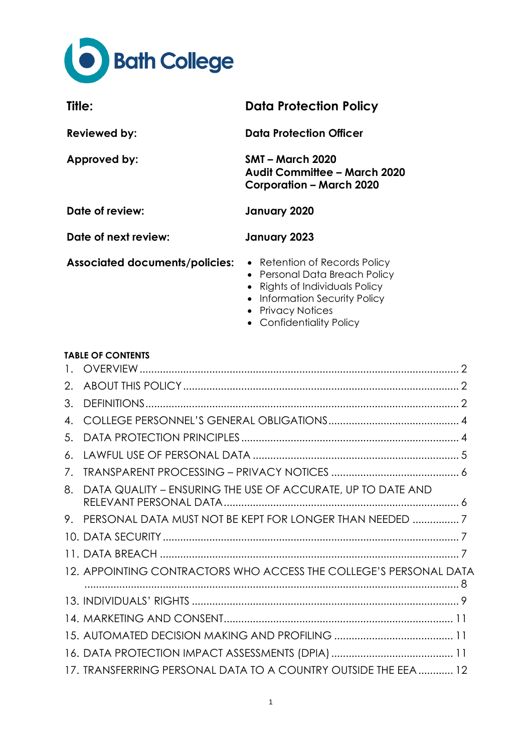Bath College

| Title: | Data Protection Policy |
| --- | --- |
| Reviewed by: | Data Protection Officer |
| Approved by: | SMT – March 2020<br>Audit Committee – March 2020<br>Corporation – March 2020 |
| Date of review: | January 2020 |
| Date of next review: | January 2023 |
| Associated documents/policies: | • Retention of Records Policy<br>• Personal Data Breach Policy<br>• Rights of Individuals Policy<br>• Information Security Policy<br>• Privacy Notices<br>• Confidentiality Policy |

**TABLE OF CONTENTS**

1. OVERVIEW ............ 2
2. ABOUT THIS POLICY ............ 2
3. DEFINITIONS ............ 2
4. COLLEGE PERSONNEL'S GENERAL OBLIGATIONS ............ 4
5. DATA PROTECTION PRINCIPLES ............ 4
6. LAWFUL USE OF PERSONAL DATA ............ 5
7. TRANSPARENT PROCESSING – PRIVACY NOTICES ............ 6
8. DATA QUALITY – ENSURING THE USE OF ACCURATE, UP TO DATE AND RELEVANT PERSONAL DATA ............ 6
9. PERSONAL DATA MUST NOT BE KEPT FOR LONGER THAN NEEDED ............ 7
10. DATA SECURITY ............ 7
11. DATA BREACH ............ 7
12. APPOINTING CONTRACTORS WHO ACCESS THE COLLEGE'S PERSONAL DATA ............ 8
13. INDIVIDUALS' RIGHTS ............ 9
14. MARKETING AND CONSENT ............ 11
15. AUTOMATED DECISION MAKING AND PROFILING ............ 11
16. DATA PROTECTION IMPACT ASSESSMENTS (DPIA) ............ 11
17. TRANSFERRING PERSONAL DATA TO A COUNTRY OUTSIDE THE EEA ............ 12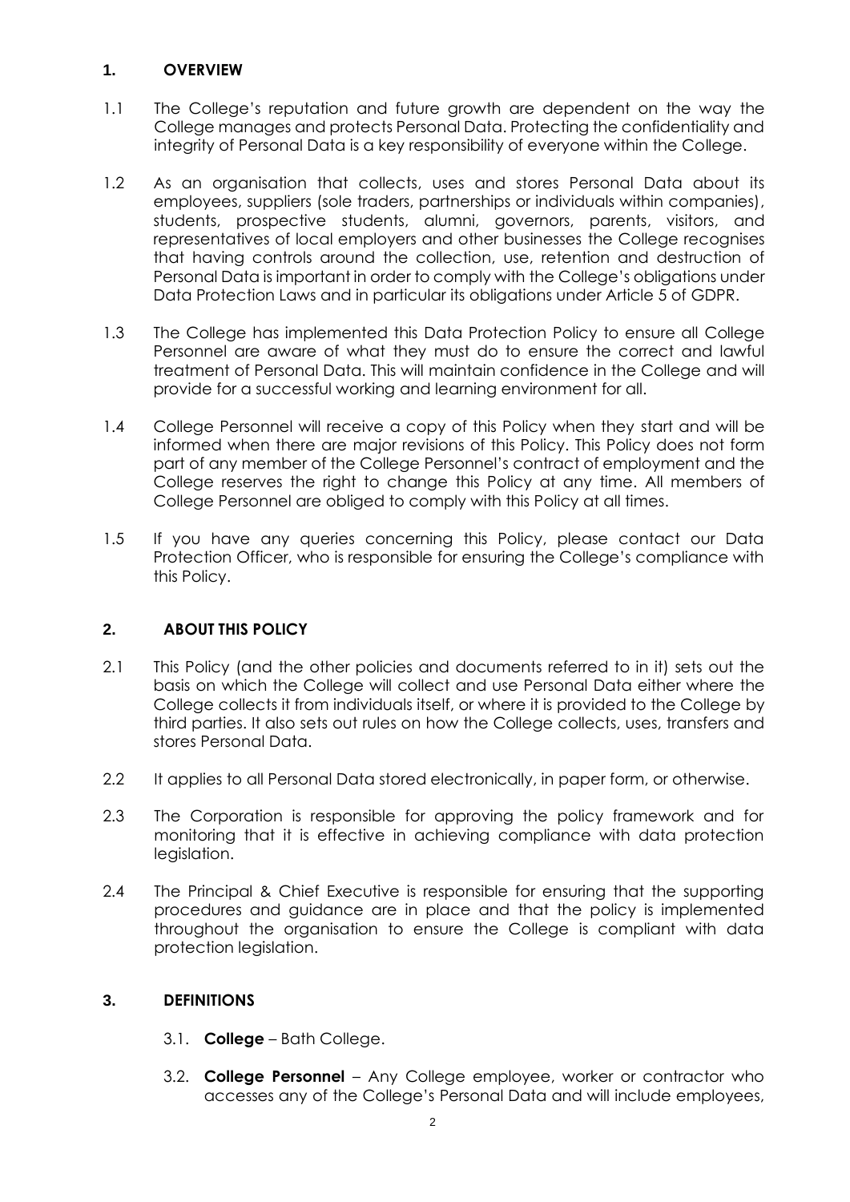## 1. OVERVIEW

1.1 The College's reputation and future growth are dependent on the way the College manages and protects Personal Data. Protecting the confidentiality and integrity of Personal Data is a key responsibility of everyone within the College.

1.2 As an organisation that collects, uses and stores Personal Data about its employees, suppliers (sole traders, partnerships or individuals within companies), students, prospective students, alumni, governors, parents, visitors, and representatives of local employers and other businesses the College recognises that having controls around the collection, use, retention and destruction of Personal Data is important in order to comply with the College's obligations under Data Protection Laws and in particular its obligations under Article 5 of GDPR.

1.3 The College has implemented this Data Protection Policy to ensure all College Personnel are aware of what they must do to ensure the correct and lawful treatment of Personal Data. This will maintain confidence in the College and will provide for a successful working and learning environment for all.

1.4 College Personnel will receive a copy of this Policy when they start and will be informed when there are major revisions of this Policy. This Policy does not form part of any member of the College Personnel's contract of employment and the College reserves the right to change this Policy at any time. All members of College Personnel are obliged to comply with this Policy at all times.

1.5 If you have any queries concerning this Policy, please contact our Data Protection Officer, who is responsible for ensuring the College's compliance with this Policy.

## 2. ABOUT THIS POLICY

2.1 This Policy (and the other policies and documents referred to in it) sets out the basis on which the College will collect and use Personal Data either where the College collects it from individuals itself, or where it is provided to the College by third parties. It also sets out rules on how the College collects, uses, transfers and stores Personal Data.

2.2 It applies to all Personal Data stored electronically, in paper form, or otherwise.

2.3 The Corporation is responsible for approving the policy framework and for monitoring that it is effective in achieving compliance with data protection legislation.

2.4 The Principal & Chief Executive is responsible for ensuring that the supporting procedures and guidance are in place and that the policy is implemented throughout the organisation to ensure the College is compliant with data protection legislation.

## 3. DEFINITIONS

3.1. **College** – Bath College.

3.2. **College Personnel** – Any College employee, worker or contractor who accesses any of the College's Personal Data and will include employees,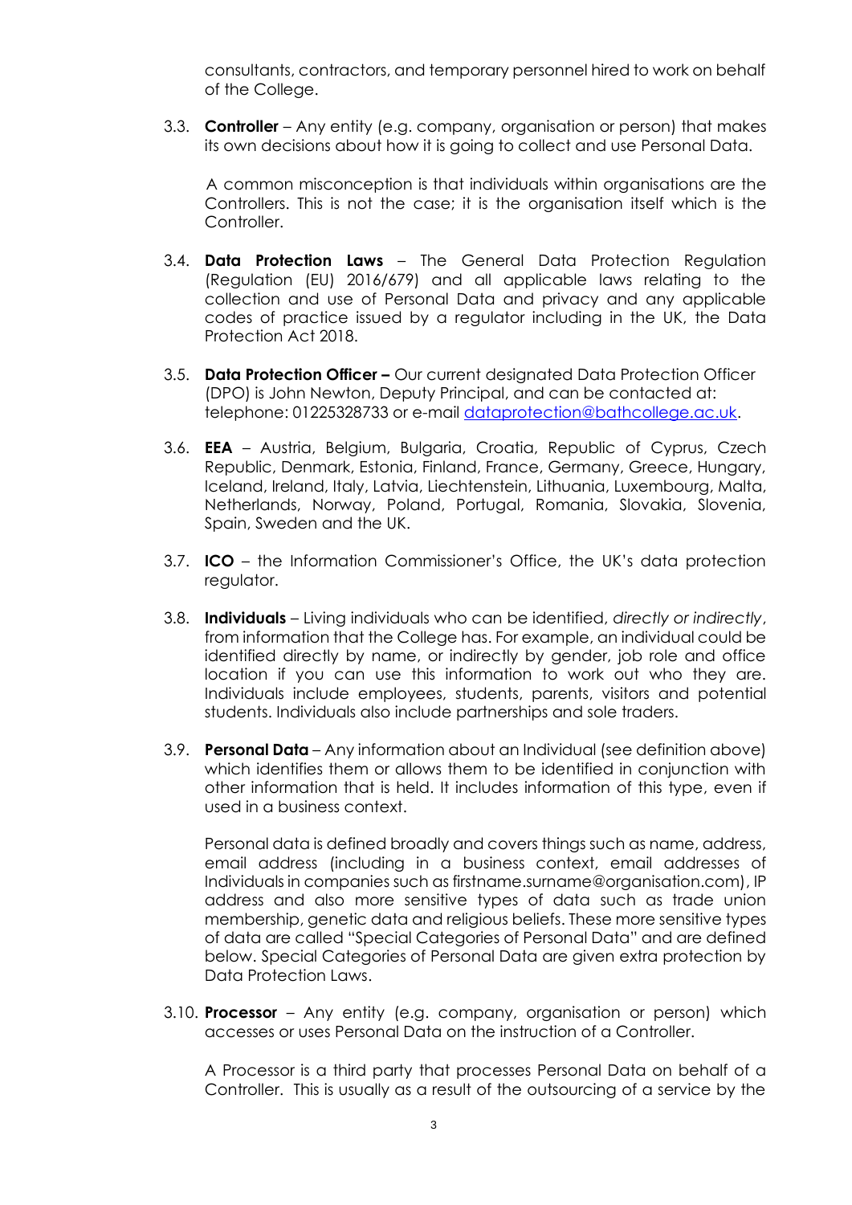consultants, contractors, and temporary personnel hired to work on behalf of the College.

3.3. **Controller** – Any entity (e.g. company, organisation or person) that makes its own decisions about how it is going to collect and use Personal Data.

A common misconception is that individuals within organisations are the Controllers. This is not the case; it is the organisation itself which is the Controller.

3.4. **Data Protection Laws** – The General Data Protection Regulation (Regulation (EU) 2016/679) and all applicable laws relating to the collection and use of Personal Data and privacy and any applicable codes of practice issued by a regulator including in the UK, the Data Protection Act 2018.

3.5. **Data Protection Officer –** Our current designated Data Protection Officer (DPO) is John Newton, Deputy Principal, and can be contacted at: telephone: 01225328733 or e-mail [dataprotection@bathcollege.ac.uk](mailto:dataprotection@bathcollege.ac.uk).

3.6. **EEA** – Austria, Belgium, Bulgaria, Croatia, Republic of Cyprus, Czech Republic, Denmark, Estonia, Finland, France, Germany, Greece, Hungary, Iceland, Ireland, Italy, Latvia, Liechtenstein, Lithuania, Luxembourg, Malta, Netherlands, Norway, Poland, Portugal, Romania, Slovakia, Slovenia, Spain, Sweden and the UK.

3.7. **ICO** – the Information Commissioner's Office, the UK's data protection regulator.

3.8. **Individuals** – Living individuals who can be identified, *directly or indirectly*, from information that the College has. For example, an individual could be identified directly by name, or indirectly by gender, job role and office location if you can use this information to work out who they are. Individuals include employees, students, parents, visitors and potential students. Individuals also include partnerships and sole traders.

3.9. **Personal Data** – Any information about an Individual (see definition above) which identifies them or allows them to be identified in conjunction with other information that is held. It includes information of this type, even if used in a business context.

Personal data is defined broadly and covers things such as name, address, email address (including in a business context, email addresses of Individuals in companies such as firstname.surname@organisation.com), IP address and also more sensitive types of data such as trade union membership, genetic data and religious beliefs. These more sensitive types of data are called "Special Categories of Personal Data" and are defined below. Special Categories of Personal Data are given extra protection by Data Protection Laws.

3.10. **Processor** – Any entity (e.g. company, organisation or person) which accesses or uses Personal Data on the instruction of a Controller.

A Processor is a third party that processes Personal Data on behalf of a Controller. This is usually as a result of the outsourcing of a service by the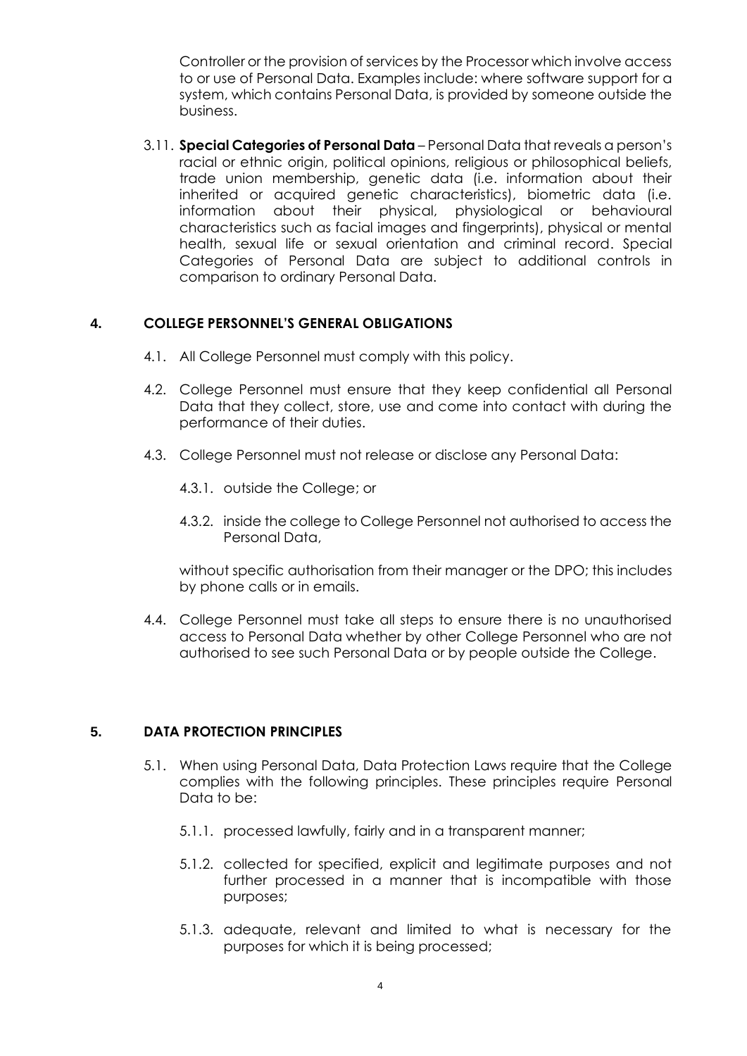Controller or the provision of services by the Processor which involve access to or use of Personal Data. Examples include: where software support for a system, which contains Personal Data, is provided by someone outside the business.

3.11. **Special Categories of Personal Data** – Personal Data that reveals a person's racial or ethnic origin, political opinions, religious or philosophical beliefs, trade union membership, genetic data (i.e. information about their inherited or acquired genetic characteristics), biometric data (i.e. information about their physical, physiological or behavioural characteristics such as facial images and fingerprints), physical or mental health, sexual life or sexual orientation and criminal record. Special Categories of Personal Data are subject to additional controls in comparison to ordinary Personal Data.

## 4. COLLEGE PERSONNEL'S GENERAL OBLIGATIONS

4.1. All College Personnel must comply with this policy.

4.2. College Personnel must ensure that they keep confidential all Personal Data that they collect, store, use and come into contact with during the performance of their duties.

4.3. College Personnel must not release or disclose any Personal Data:

4.3.1. outside the College; or

4.3.2. inside the college to College Personnel not authorised to access the Personal Data,

without specific authorisation from their manager or the DPO; this includes by phone calls or in emails.

4.4. College Personnel must take all steps to ensure there is no unauthorised access to Personal Data whether by other College Personnel who are not authorised to see such Personal Data or by people outside the College.

## 5. DATA PROTECTION PRINCIPLES

5.1. When using Personal Data, Data Protection Laws require that the College complies with the following principles. These principles require Personal Data to be:

5.1.1. processed lawfully, fairly and in a transparent manner;

5.1.2. collected for specified, explicit and legitimate purposes and not further processed in a manner that is incompatible with those purposes;

5.1.3. adequate, relevant and limited to what is necessary for the purposes for which it is being processed;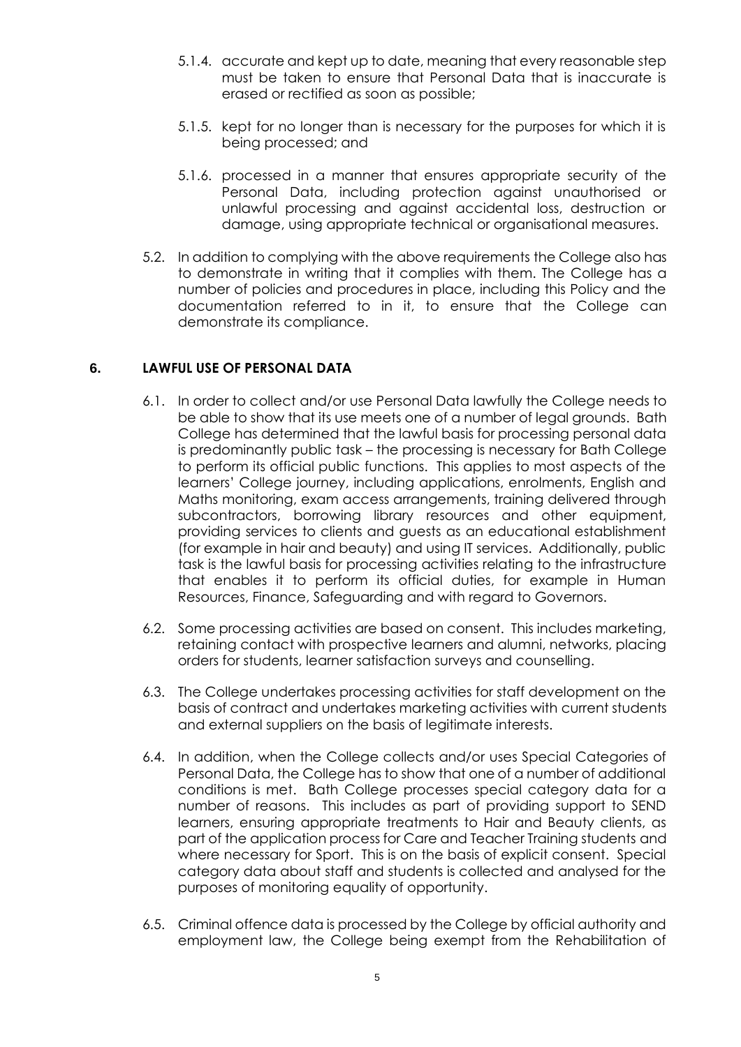5.1.4. accurate and kept up to date, meaning that every reasonable step must be taken to ensure that Personal Data that is inaccurate is erased or rectified as soon as possible;

5.1.5. kept for no longer than is necessary for the purposes for which it is being processed; and

5.1.6. processed in a manner that ensures appropriate security of the Personal Data, including protection against unauthorised or unlawful processing and against accidental loss, destruction or damage, using appropriate technical or organisational measures.

5.2. In addition to complying with the above requirements the College also has to demonstrate in writing that it complies with them. The College has a number of policies and procedures in place, including this Policy and the documentation referred to in it, to ensure that the College can demonstrate its compliance.

## 6. LAWFUL USE OF PERSONAL DATA

6.1. In order to collect and/or use Personal Data lawfully the College needs to be able to show that its use meets one of a number of legal grounds. Bath College has determined that the lawful basis for processing personal data is predominantly public task – the processing is necessary for Bath College to perform its official public functions. This applies to most aspects of the learners' College journey, including applications, enrolments, English and Maths monitoring, exam access arrangements, training delivered through subcontractors, borrowing library resources and other equipment, providing services to clients and guests as an educational establishment (for example in hair and beauty) and using IT services. Additionally, public task is the lawful basis for processing activities relating to the infrastructure that enables it to perform its official duties, for example in Human Resources, Finance, Safeguarding and with regard to Governors.

6.2. Some processing activities are based on consent. This includes marketing, retaining contact with prospective learners and alumni, networks, placing orders for students, learner satisfaction surveys and counselling.

6.3. The College undertakes processing activities for staff development on the basis of contract and undertakes marketing activities with current students and external suppliers on the basis of legitimate interests.

6.4. In addition, when the College collects and/or uses Special Categories of Personal Data, the College has to show that one of a number of additional conditions is met. Bath College processes special category data for a number of reasons. This includes as part of providing support to SEND learners, ensuring appropriate treatments to Hair and Beauty clients, as part of the application process for Care and Teacher Training students and where necessary for Sport. This is on the basis of explicit consent. Special category data about staff and students is collected and analysed for the purposes of monitoring equality of opportunity.

6.5. Criminal offence data is processed by the College by official authority and employment law, the College being exempt from the Rehabilitation of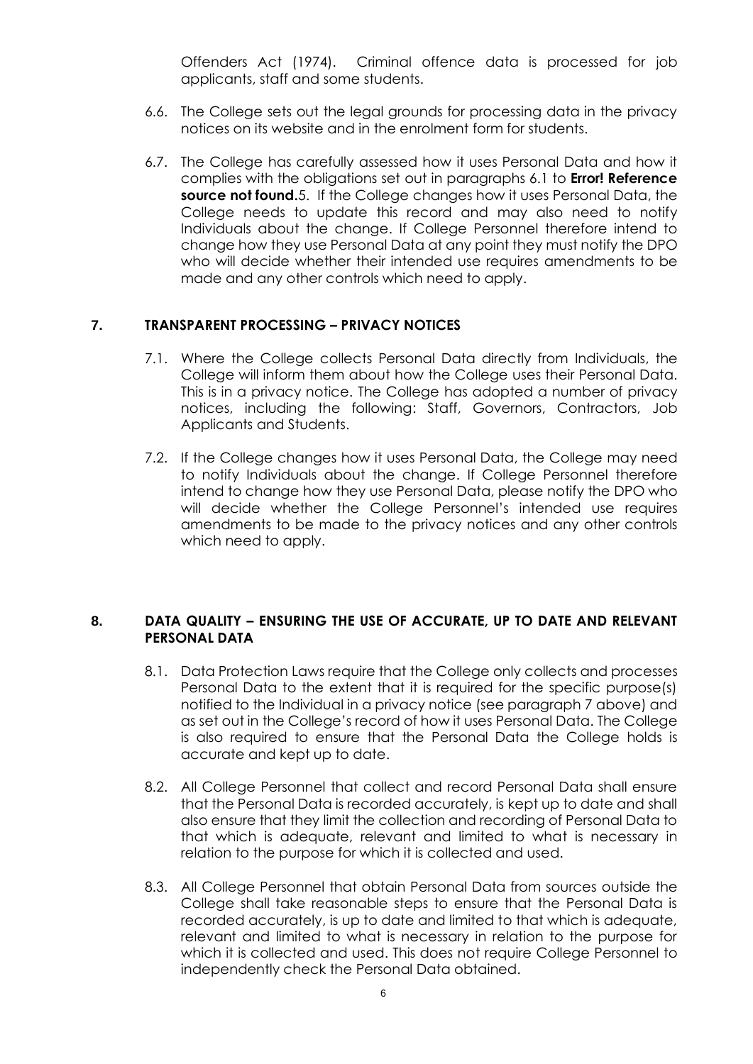Offenders Act (1974). Criminal offence data is processed for job applicants, staff and some students.

6.6. The College sets out the legal grounds for processing data in the privacy notices on its website and in the enrolment form for students.

6.7. The College has carefully assessed how it uses Personal Data and how it complies with the obligations set out in paragraphs 6.1 to **Error! Reference source not found.**5. If the College changes how it uses Personal Data, the College needs to update this record and may also need to notify Individuals about the change. If College Personnel therefore intend to change how they use Personal Data at any point they must notify the DPO who will decide whether their intended use requires amendments to be made and any other controls which need to apply.

## 7. TRANSPARENT PROCESSING – PRIVACY NOTICES

7.1. Where the College collects Personal Data directly from Individuals, the College will inform them about how the College uses their Personal Data. This is in a privacy notice. The College has adopted a number of privacy notices, including the following: Staff, Governors, Contractors, Job Applicants and Students.

7.2. If the College changes how it uses Personal Data, the College may need to notify Individuals about the change. If College Personnel therefore intend to change how they use Personal Data, please notify the DPO who will decide whether the College Personnel's intended use requires amendments to be made to the privacy notices and any other controls which need to apply.

## 8. DATA QUALITY – ENSURING THE USE OF ACCURATE, UP TO DATE AND RELEVANT PERSONAL DATA

8.1. Data Protection Laws require that the College only collects and processes Personal Data to the extent that it is required for the specific purpose(s) notified to the Individual in a privacy notice (see paragraph 7 above) and as set out in the College's record of how it uses Personal Data. The College is also required to ensure that the Personal Data the College holds is accurate and kept up to date.

8.2. All College Personnel that collect and record Personal Data shall ensure that the Personal Data is recorded accurately, is kept up to date and shall also ensure that they limit the collection and recording of Personal Data to that which is adequate, relevant and limited to what is necessary in relation to the purpose for which it is collected and used.

8.3. All College Personnel that obtain Personal Data from sources outside the College shall take reasonable steps to ensure that the Personal Data is recorded accurately, is up to date and limited to that which is adequate, relevant and limited to what is necessary in relation to the purpose for which it is collected and used. This does not require College Personnel to independently check the Personal Data obtained.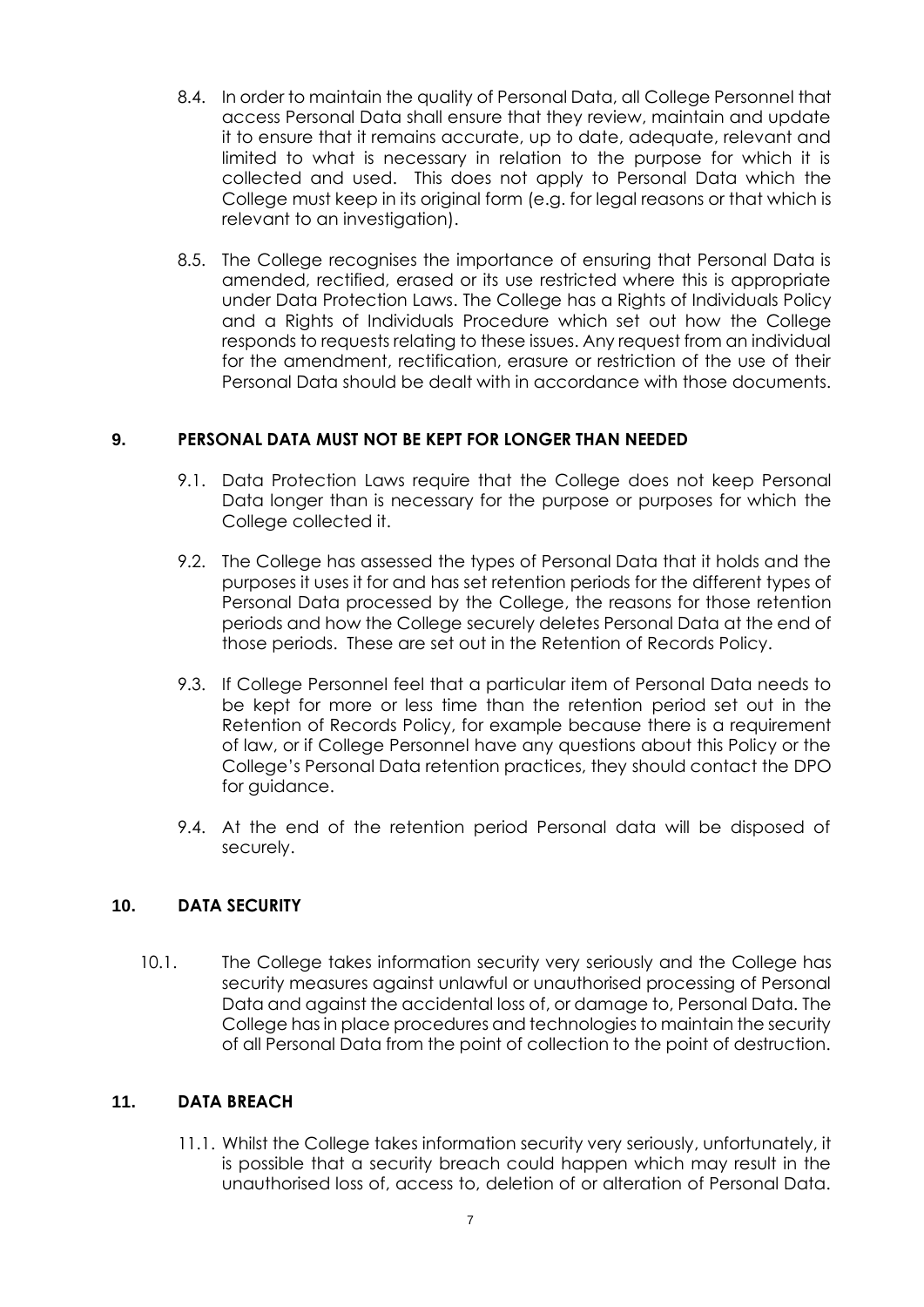8.4. In order to maintain the quality of Personal Data, all College Personnel that access Personal Data shall ensure that they review, maintain and update it to ensure that it remains accurate, up to date, adequate, relevant and limited to what is necessary in relation to the purpose for which it is collected and used. This does not apply to Personal Data which the College must keep in its original form (e.g. for legal reasons or that which is relevant to an investigation).

8.5. The College recognises the importance of ensuring that Personal Data is amended, rectified, erased or its use restricted where this is appropriate under Data Protection Laws. The College has a Rights of Individuals Policy and a Rights of Individuals Procedure which set out how the College responds to requests relating to these issues. Any request from an individual for the amendment, rectification, erasure or restriction of the use of their Personal Data should be dealt with in accordance with those documents.

## 9. PERSONAL DATA MUST NOT BE KEPT FOR LONGER THAN NEEDED

9.1. Data Protection Laws require that the College does not keep Personal Data longer than is necessary for the purpose or purposes for which the College collected it.

9.2. The College has assessed the types of Personal Data that it holds and the purposes it uses it for and has set retention periods for the different types of Personal Data processed by the College, the reasons for those retention periods and how the College securely deletes Personal Data at the end of those periods. These are set out in the Retention of Records Policy.

9.3. If College Personnel feel that a particular item of Personal Data needs to be kept for more or less time than the retention period set out in the Retention of Records Policy, for example because there is a requirement of law, or if College Personnel have any questions about this Policy or the College's Personal Data retention practices, they should contact the DPO for guidance.

9.4. At the end of the retention period Personal data will be disposed of securely.

## 10. DATA SECURITY

10.1. The College takes information security very seriously and the College has security measures against unlawful or unauthorised processing of Personal Data and against the accidental loss of, or damage to, Personal Data. The College has in place procedures and technologies to maintain the security of all Personal Data from the point of collection to the point of destruction.

## 11. DATA BREACH

11.1. Whilst the College takes information security very seriously, unfortunately, it is possible that a security breach could happen which may result in the unauthorised loss of, access to, deletion of or alteration of Personal Data.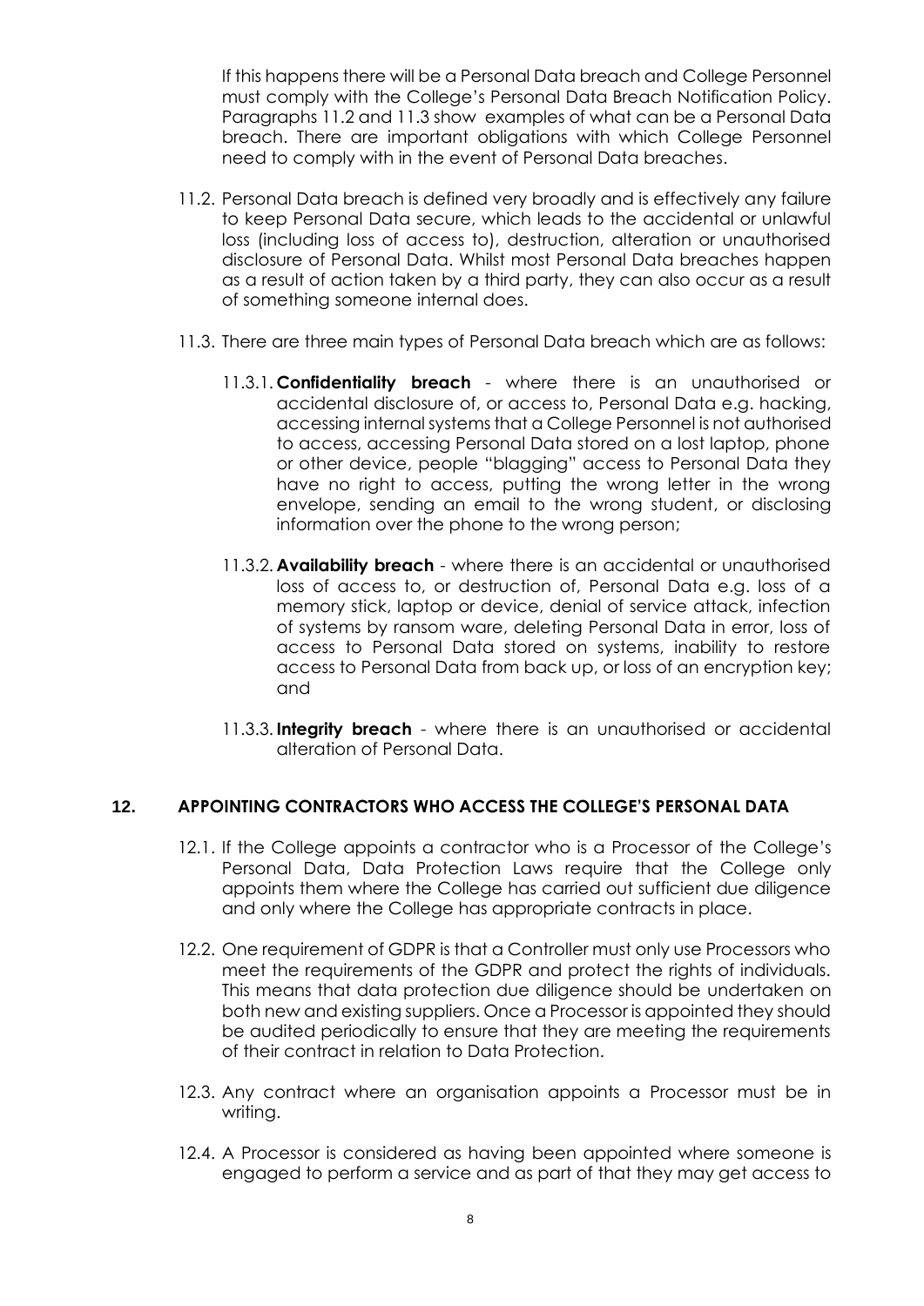If this happens there will be a Personal Data breach and College Personnel must comply with the College's Personal Data Breach Notification Policy. Paragraphs 11.2 and 11.3 show examples of what can be a Personal Data breach. There are important obligations with which College Personnel need to comply with in the event of Personal Data breaches.

11.2. Personal Data breach is defined very broadly and is effectively any failure to keep Personal Data secure, which leads to the accidental or unlawful loss (including loss of access to), destruction, alteration or unauthorised disclosure of Personal Data. Whilst most Personal Data breaches happen as a result of action taken by a third party, they can also occur as a result of something someone internal does.

11.3. There are three main types of Personal Data breach which are as follows:

11.3.1. **Confidentiality breach** - where there is an unauthorised or accidental disclosure of, or access to, Personal Data e.g. hacking, accessing internal systems that a College Personnel is not authorised to access, accessing Personal Data stored on a lost laptop, phone or other device, people "blagging" access to Personal Data they have no right to access, putting the wrong letter in the wrong envelope, sending an email to the wrong student, or disclosing information over the phone to the wrong person;

11.3.2. **Availability breach** - where there is an accidental or unauthorised loss of access to, or destruction of, Personal Data e.g. loss of a memory stick, laptop or device, denial of service attack, infection of systems by ransom ware, deleting Personal Data in error, loss of access to Personal Data stored on systems, inability to restore access to Personal Data from back up, or loss of an encryption key; and

11.3.3. **Integrity breach** - where there is an unauthorised or accidental alteration of Personal Data.

## 12. APPOINTING CONTRACTORS WHO ACCESS THE COLLEGE'S PERSONAL DATA

12.1. If the College appoints a contractor who is a Processor of the College's Personal Data, Data Protection Laws require that the College only appoints them where the College has carried out sufficient due diligence and only where the College has appropriate contracts in place.

12.2. One requirement of GDPR is that a Controller must only use Processors who meet the requirements of the GDPR and protect the rights of individuals. This means that data protection due diligence should be undertaken on both new and existing suppliers. Once a Processor is appointed they should be audited periodically to ensure that they are meeting the requirements of their contract in relation to Data Protection.

12.3. Any contract where an organisation appoints a Processor must be in writing.

12.4. A Processor is considered as having been appointed where someone is engaged to perform a service and as part of that they may get access to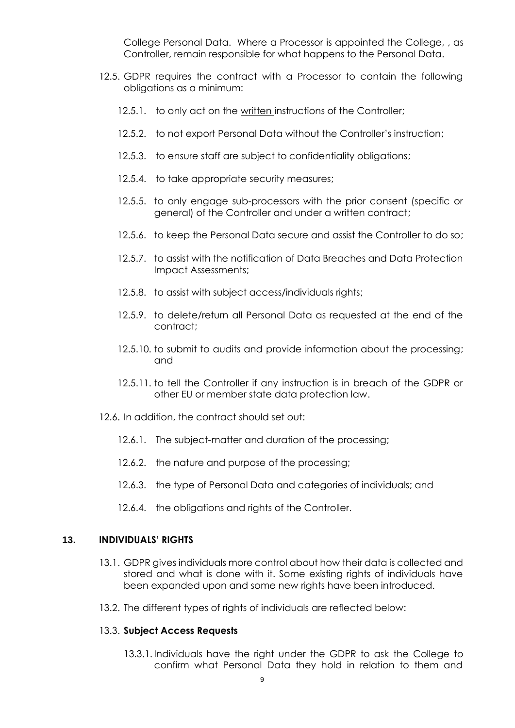College Personal Data. Where a Processor is appointed the College, , as Controller, remain responsible for what happens to the Personal Data.

12.5. GDPR requires the contract with a Processor to contain the following obligations as a minimum:

12.5.1. to only act on the <u>written</u> instructions of the Controller;

12.5.2. to not export Personal Data without the Controller's instruction;

12.5.3. to ensure staff are subject to confidentiality obligations;

12.5.4. to take appropriate security measures;

12.5.5. to only engage sub-processors with the prior consent (specific or general) of the Controller and under a written contract;

12.5.6. to keep the Personal Data secure and assist the Controller to do so;

12.5.7. to assist with the notification of Data Breaches and Data Protection Impact Assessments;

12.5.8. to assist with subject access/individuals rights;

12.5.9. to delete/return all Personal Data as requested at the end of the contract;

12.5.10. to submit to audits and provide information about the processing; and

12.5.11. to tell the Controller if any instruction is in breach of the GDPR or other EU or member state data protection law.

12.6. In addition, the contract should set out:

12.6.1. The subject-matter and duration of the processing;

12.6.2. the nature and purpose of the processing;

12.6.3. the type of Personal Data and categories of individuals; and

12.6.4. the obligations and rights of the Controller.

## 13. INDIVIDUALS' RIGHTS

13.1. GDPR gives individuals more control about how their data is collected and stored and what is done with it. Some existing rights of individuals have been expanded upon and some new rights have been introduced.

13.2. The different types of rights of individuals are reflected below:

13.3. **Subject Access Requests**

13.3.1. Individuals have the right under the GDPR to ask the College to confirm what Personal Data they hold in relation to them and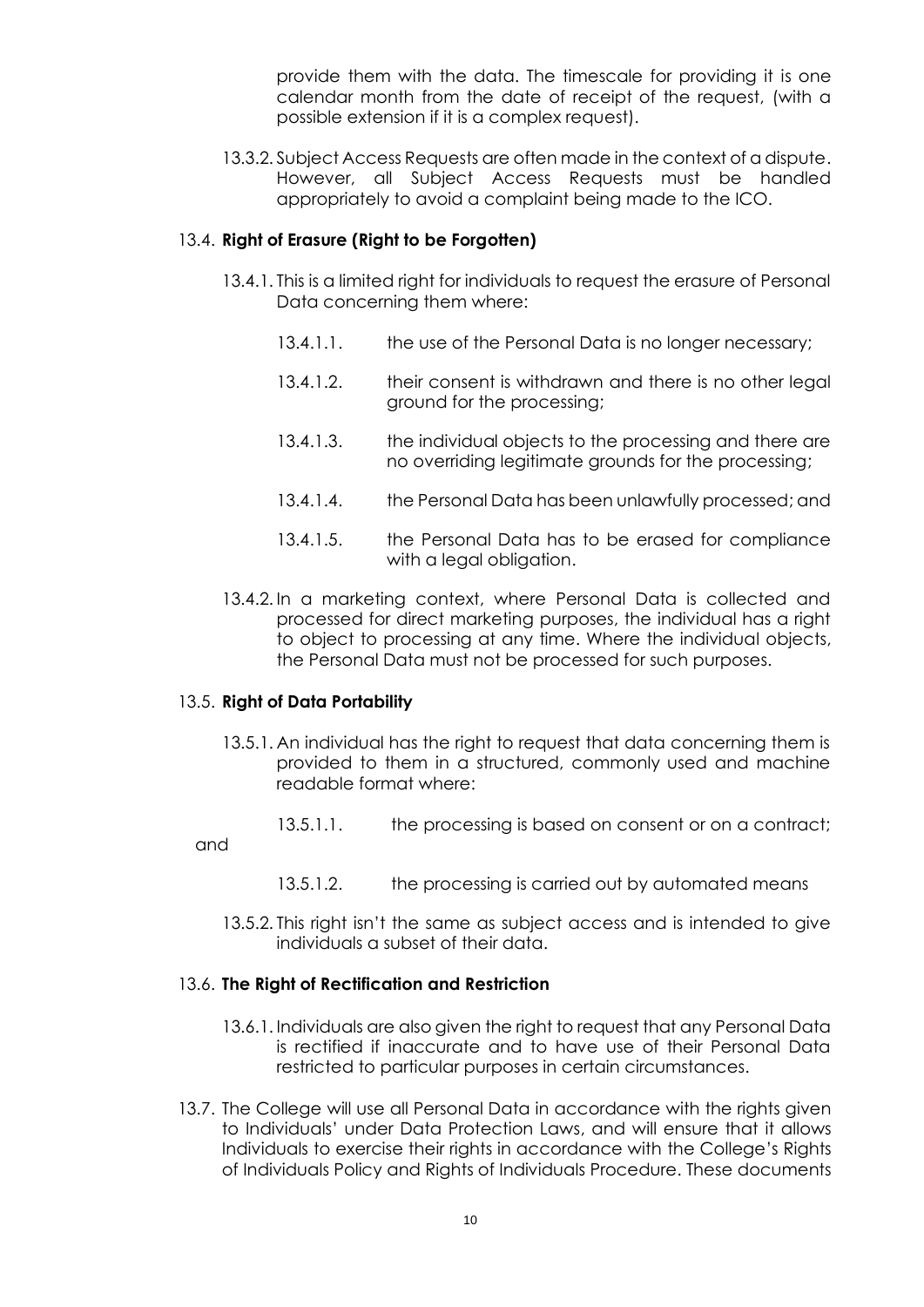provide them with the data. The timescale for providing it is one calendar month from the date of receipt of the request, (with a possible extension if it is a complex request).

13.3.2. Subject Access Requests are often made in the context of a dispute. However, all Subject Access Requests must be handled appropriately to avoid a complaint being made to the ICO.

13.4. **Right of Erasure (Right to be Forgotten)**

13.4.1. This is a limited right for individuals to request the erasure of Personal Data concerning them where:

13.4.1.1. the use of the Personal Data is no longer necessary;

13.4.1.2. their consent is withdrawn and there is no other legal ground for the processing;

13.4.1.3. the individual objects to the processing and there are no overriding legitimate grounds for the processing;

13.4.1.4. the Personal Data has been unlawfully processed; and

13.4.1.5. the Personal Data has to be erased for compliance with a legal obligation.

13.4.2. In a marketing context, where Personal Data is collected and processed for direct marketing purposes, the individual has a right to object to processing at any time. Where the individual objects, the Personal Data must not be processed for such purposes.

13.5. **Right of Data Portability**

13.5.1. An individual has the right to request that data concerning them is provided to them in a structured, commonly used and machine readable format where:

13.5.1.1. the processing is based on consent or on a contract; and

13.5.1.2. the processing is carried out by automated means

13.5.2. This right isn't the same as subject access and is intended to give individuals a subset of their data.

13.6. **The Right of Rectification and Restriction**

13.6.1. Individuals are also given the right to request that any Personal Data is rectified if inaccurate and to have use of their Personal Data restricted to particular purposes in certain circumstances.

13.7. The College will use all Personal Data in accordance with the rights given to Individuals' under Data Protection Laws, and will ensure that it allows Individuals to exercise their rights in accordance with the College's Rights of Individuals Policy and Rights of Individuals Procedure. These documents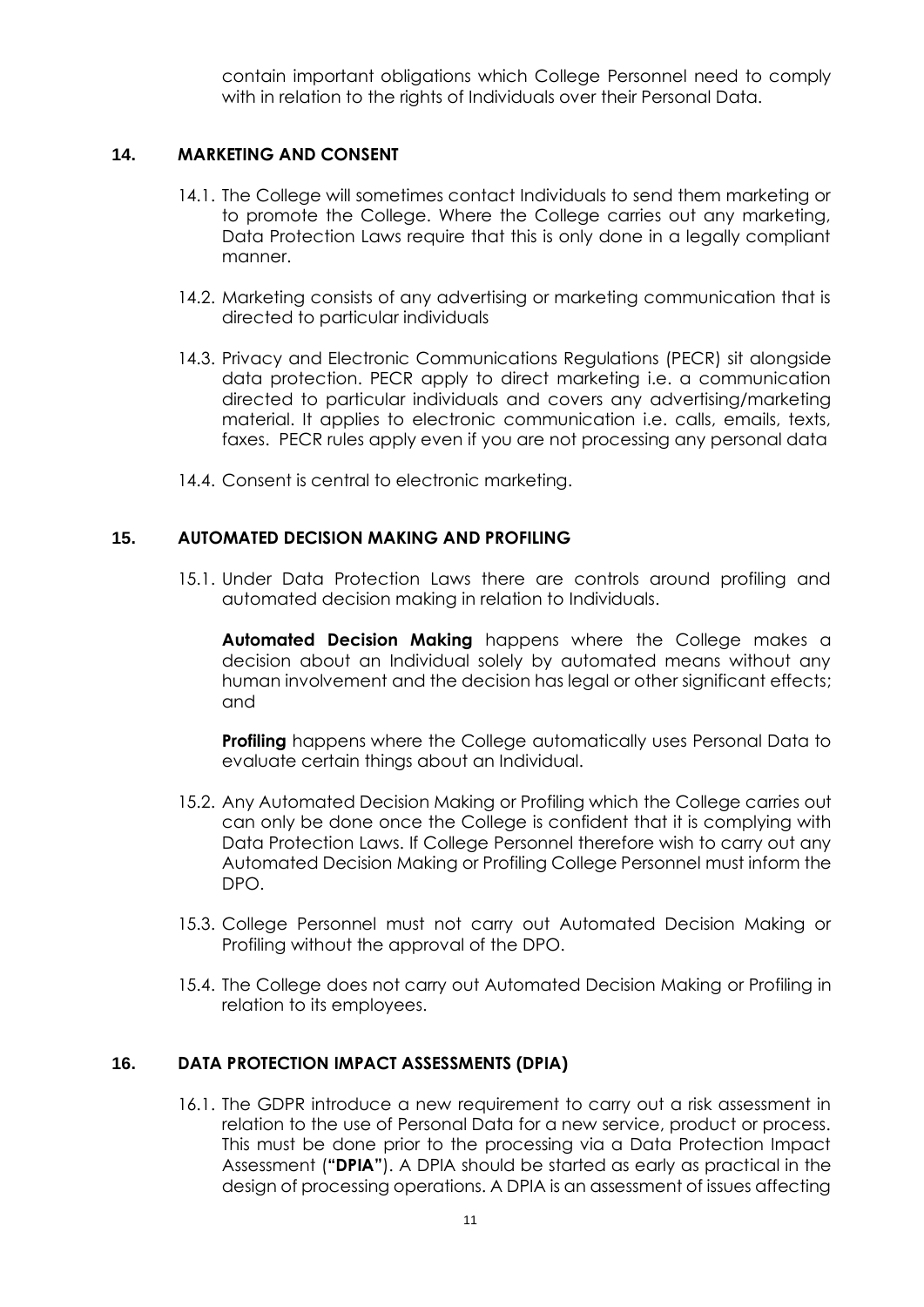contain important obligations which College Personnel need to comply with in relation to the rights of Individuals over their Personal Data.

## 14. MARKETING AND CONSENT

14.1. The College will sometimes contact Individuals to send them marketing or to promote the College. Where the College carries out any marketing, Data Protection Laws require that this is only done in a legally compliant manner.

14.2. Marketing consists of any advertising or marketing communication that is directed to particular individuals

14.3. Privacy and Electronic Communications Regulations (PECR) sit alongside data protection. PECR apply to direct marketing i.e. a communication directed to particular individuals and covers any advertising/marketing material. It applies to electronic communication i.e. calls, emails, texts, faxes. PECR rules apply even if you are not processing any personal data

14.4. Consent is central to electronic marketing.

## 15. AUTOMATED DECISION MAKING AND PROFILING

15.1. Under Data Protection Laws there are controls around profiling and automated decision making in relation to Individuals.

**Automated Decision Making** happens where the College makes a decision about an Individual solely by automated means without any human involvement and the decision has legal or other significant effects; and

**Profiling** happens where the College automatically uses Personal Data to evaluate certain things about an Individual.

15.2. Any Automated Decision Making or Profiling which the College carries out can only be done once the College is confident that it is complying with Data Protection Laws. If College Personnel therefore wish to carry out any Automated Decision Making or Profiling College Personnel must inform the DPO.

15.3. College Personnel must not carry out Automated Decision Making or Profiling without the approval of the DPO.

15.4. The College does not carry out Automated Decision Making or Profiling in relation to its employees.

## 16. DATA PROTECTION IMPACT ASSESSMENTS (DPIA)

16.1. The GDPR introduce a new requirement to carry out a risk assessment in relation to the use of Personal Data for a new service, product or process. This must be done prior to the processing via a Data Protection Impact Assessment (**"DPIA"**). A DPIA should be started as early as practical in the design of processing operations. A DPIA is an assessment of issues affecting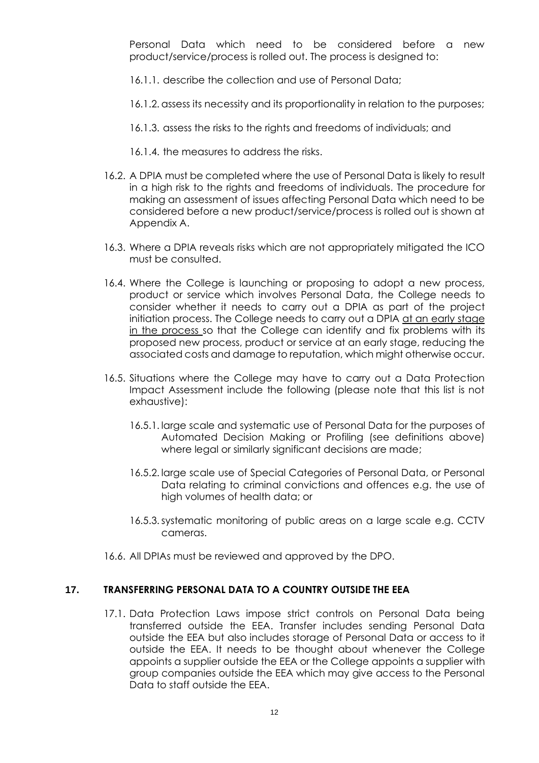Personal Data which need to be considered before a new product/service/process is rolled out. The process is designed to:

16.1.1. describe the collection and use of Personal Data;

16.1.2. assess its necessity and its proportionality in relation to the purposes;

16.1.3. assess the risks to the rights and freedoms of individuals; and

16.1.4. the measures to address the risks.

16.2. A DPIA must be completed where the use of Personal Data is likely to result in a high risk to the rights and freedoms of individuals. The procedure for making an assessment of issues affecting Personal Data which need to be considered before a new product/service/process is rolled out is shown at Appendix A.

16.3. Where a DPIA reveals risks which are not appropriately mitigated the ICO must be consulted.

16.4. Where the College is launching or proposing to adopt a new process, product or service which involves Personal Data, the College needs to consider whether it needs to carry out a DPIA as part of the project initiation process. The College needs to carry out a DPIA <u>at an early stage in the process</u> so that the College can identify and fix problems with its proposed new process, product or service at an early stage, reducing the associated costs and damage to reputation, which might otherwise occur.

16.5. Situations where the College may have to carry out a Data Protection Impact Assessment include the following (please note that this list is not exhaustive):

16.5.1. large scale and systematic use of Personal Data for the purposes of Automated Decision Making or Profiling (see definitions above) where legal or similarly significant decisions are made;

16.5.2. large scale use of Special Categories of Personal Data, or Personal Data relating to criminal convictions and offences e.g. the use of high volumes of health data; or

16.5.3. systematic monitoring of public areas on a large scale e.g. CCTV cameras.

16.6. All DPIAs must be reviewed and approved by the DPO.

## 17. TRANSFERRING PERSONAL DATA TO A COUNTRY OUTSIDE THE EEA

17.1. Data Protection Laws impose strict controls on Personal Data being transferred outside the EEA. Transfer includes sending Personal Data outside the EEA but also includes storage of Personal Data or access to it outside the EEA. It needs to be thought about whenever the College appoints a supplier outside the EEA or the College appoints a supplier with group companies outside the EEA which may give access to the Personal Data to staff outside the EEA.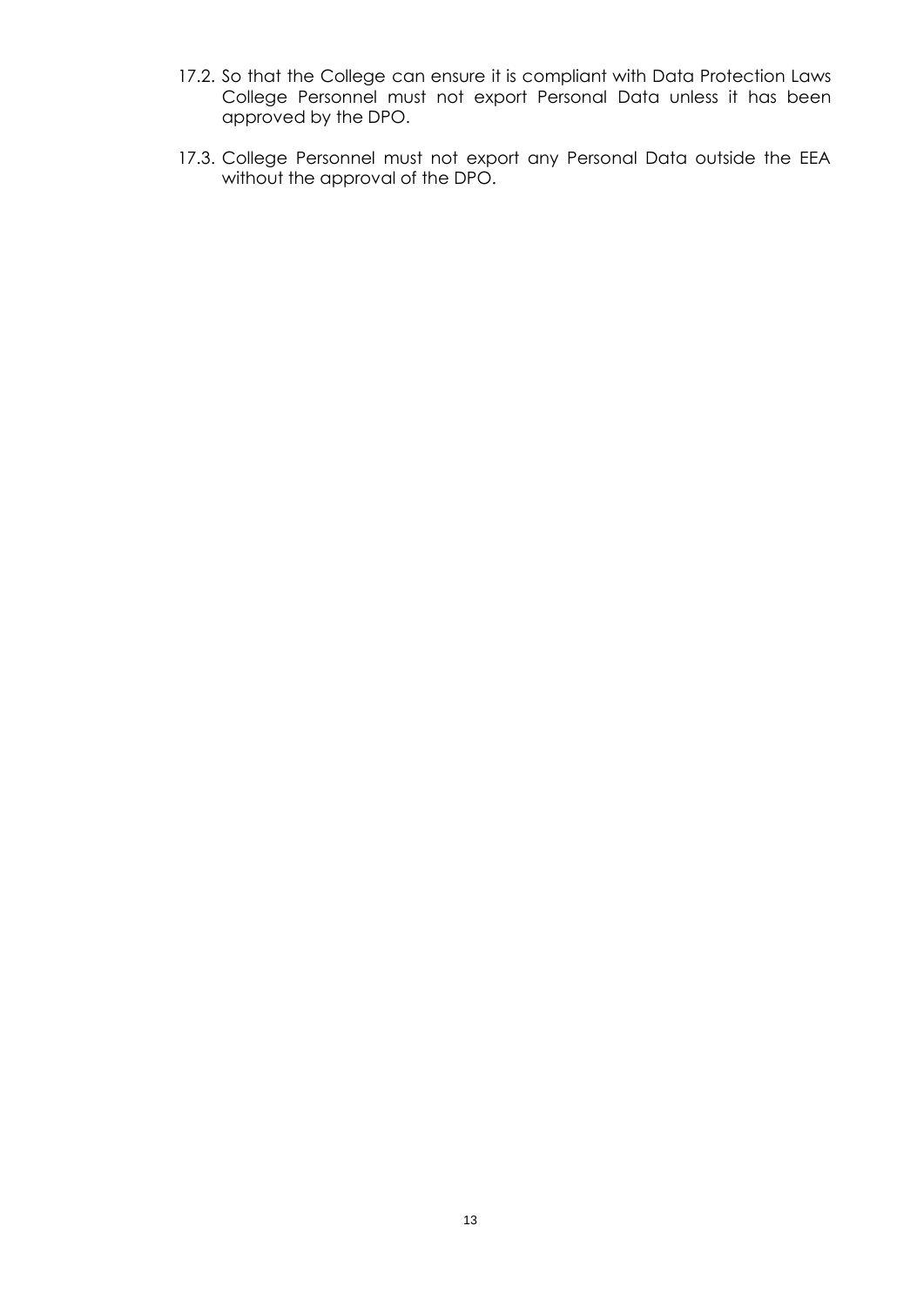17.2. So that the College can ensure it is compliant with Data Protection Laws College Personnel must not export Personal Data unless it has been approved by the DPO.

17.3. College Personnel must not export any Personal Data outside the EEA without the approval of the DPO.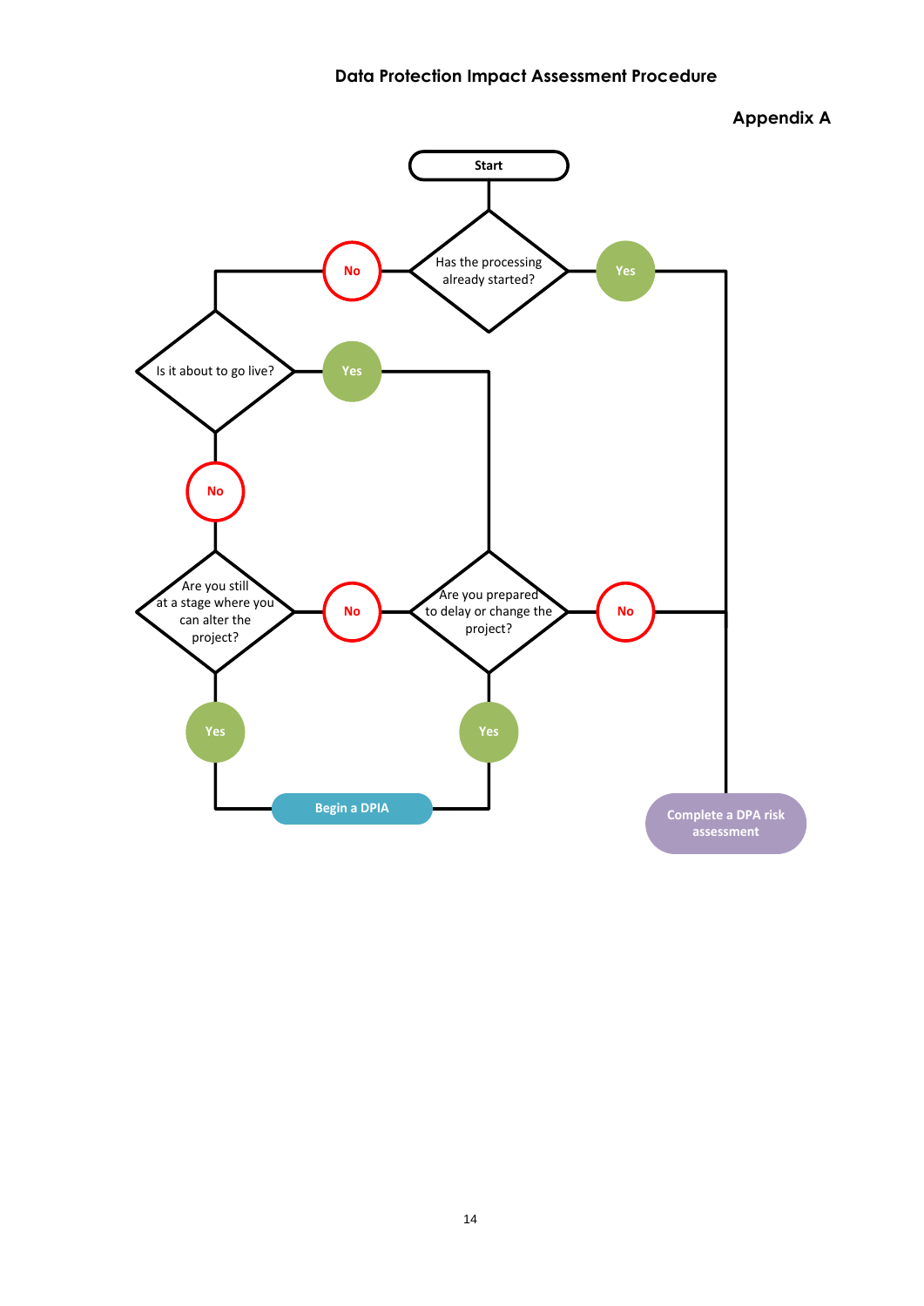**Data Protection Impact Assessment Procedure**

**Appendix A**

Start

Has the processing already started?

No

Yes

Is it about to go live?

Yes

No

Are you still at a stage where you can alter the project?

No

Are you prepared to delay or change the project?

No

Yes

Yes

Begin a DPIA

Complete a DPA risk assessment